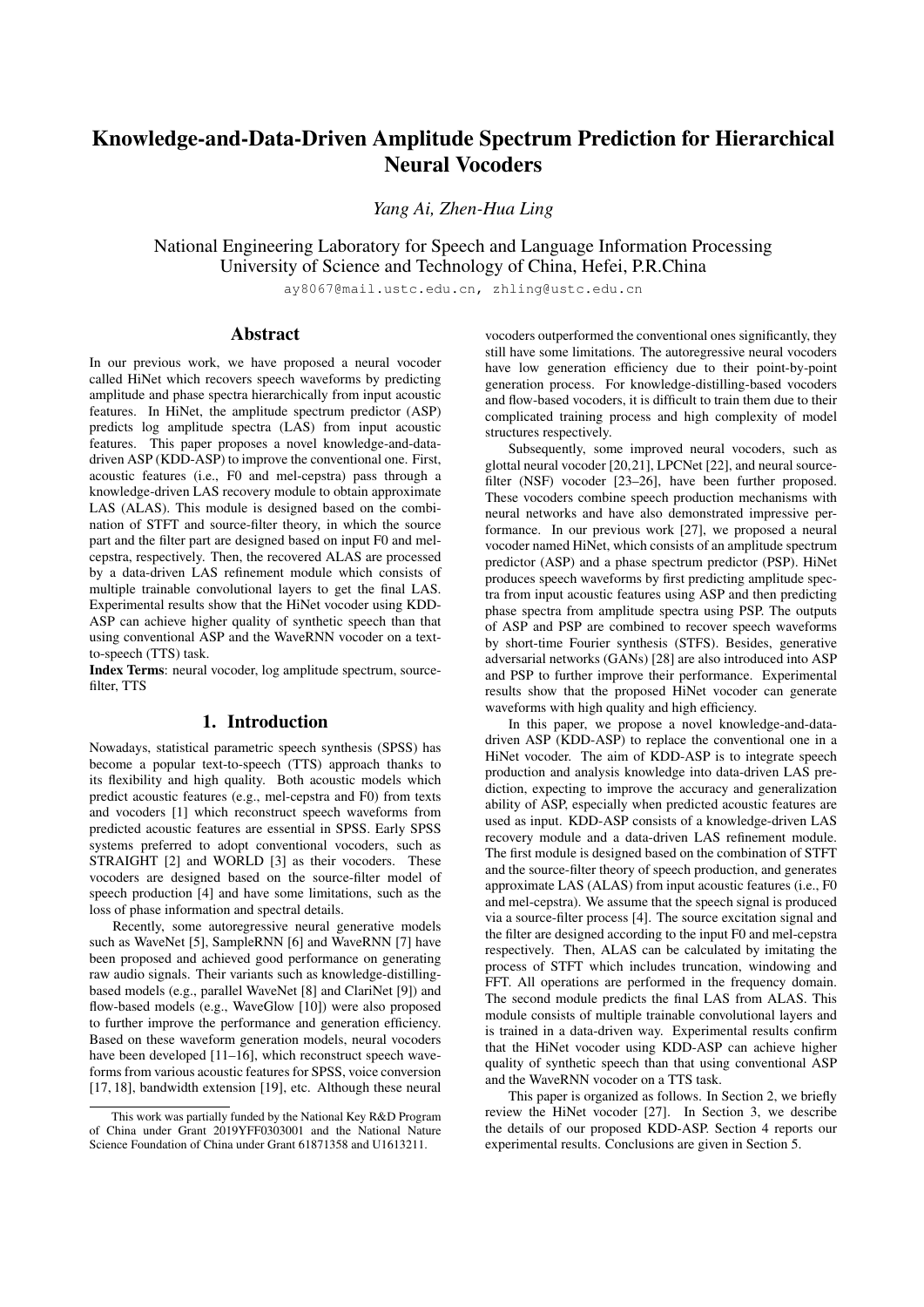# Knowledge-and-Data-Driven Amplitude Spectrum Prediction for Hierarchical Neural Vocoders

*Yang Ai, Zhen-Hua Ling*

National Engineering Laboratory for Speech and Language Information Processing
University of Science and Technology of China, Hefei, P.R.China

ay8067@mail.ustc.edu.cn, zhling@ustc.edu.cn

## Abstract

In our previous work, we have proposed a neural vocoder called HiNet which recovers speech waveforms by predicting amplitude and phase spectra hierarchically from input acoustic features. In HiNet, the amplitude spectrum predictor (ASP) predicts log amplitude spectra (LAS) from input acoustic features. This paper proposes a novel knowledge-and-data-driven ASP (KDD-ASP) to improve the conventional one. First, acoustic features (i.e., F0 and mel-cepstra) pass through a knowledge-driven LAS recovery module to obtain approximate LAS (ALAS). This module is designed based on the combination of STFT and source-filter theory, in which the source part and the filter part are designed based on input F0 and mel-cepstra, respectively. Then, the recovered ALAS are processed by a data-driven LAS refinement module which consists of multiple trainable convolutional layers to get the final LAS. Experimental results show that the HiNet vocoder using KDD-ASP can achieve higher quality of synthetic speech than that using conventional ASP and the WaveRNN vocoder on a text-to-speech (TTS) task.

**Index Terms**: neural vocoder, log amplitude spectrum, source-filter, TTS

## 1. Introduction

Nowadays, statistical parametric speech synthesis (SPSS) has become a popular text-to-speech (TTS) approach thanks to its flexibility and high quality. Both acoustic models which predict acoustic features (e.g., mel-cepstra and F0) from texts and vocoders [1] which reconstruct speech waveforms from predicted acoustic features are essential in SPSS. Early SPSS systems preferred to adopt conventional vocoders, such as STRAIGHT [2] and WORLD [3] as their vocoders. These vocoders are designed based on the source-filter model of speech production [4] and have some limitations, such as the loss of phase information and spectral details.

Recently, some autoregressive neural generative models such as WaveNet [5], SampleRNN [6] and WaveRNN [7] have been proposed and achieved good performance on generating raw audio signals. Their variants such as knowledge-distilling-based models (e.g., parallel WaveNet [8] and ClariNet [9]) and flow-based models (e.g., WaveGlow [10]) were also proposed to further improve the performance and generation efficiency. Based on these waveform generation models, neural vocoders have been developed [11–16], which reconstruct speech waveforms from various acoustic features for SPSS, voice conversion [17, 18], bandwidth extension [19], etc. Although these neural vocoders outperformed the conventional ones significantly, they still have some limitations. The autoregressive neural vocoders have low generation efficiency due to their point-by-point generation process. For knowledge-distilling-based vocoders and flow-based vocoders, it is difficult to train them due to their complicated training process and high complexity of model structures respectively.

Subsequently, some improved neural vocoders, such as glottal neural vocoder [20,21], LPCNet [22], and neural source-filter (NSF) vocoder [23–26], have been further proposed. These vocoders combine speech production mechanisms with neural networks and have also demonstrated impressive performance. In our previous work [27], we proposed a neural vocoder named HiNet, which consists of an amplitude spectrum predictor (ASP) and a phase spectrum predictor (PSP). HiNet produces speech waveforms by first predicting amplitude spectra from input acoustic features using ASP and then predicting phase spectra from amplitude spectra using PSP. The outputs of ASP and PSP are combined to recover speech waveforms by short-time Fourier synthesis (STFS). Besides, generative adversarial networks (GANs) [28] are also introduced into ASP and PSP to further improve their performance. Experimental results show that the proposed HiNet vocoder can generate waveforms with high quality and high efficiency.

In this paper, we propose a novel knowledge-and-data-driven ASP (KDD-ASP) to replace the conventional one in a HiNet vocoder. The aim of KDD-ASP is to integrate speech production and analysis knowledge into data-driven LAS prediction, expecting to improve the accuracy and generalization ability of ASP, especially when predicted acoustic features are used as input. KDD-ASP consists of a knowledge-driven LAS recovery module and a data-driven LAS refinement module. The first module is designed based on the combination of STFT and the source-filter theory of speech production, and generates approximate LAS (ALAS) from input acoustic features (i.e., F0 and mel-cepstra). We assume that the speech signal is produced via a source-filter process [4]. The source excitation signal and the filter are designed according to the input F0 and mel-cepstra respectively. Then, ALAS can be calculated by imitating the process of STFT which includes truncation, windowing and FFT. All operations are performed in the frequency domain. The second module predicts the final LAS from ALAS. This module consists of multiple trainable convolutional layers and is trained in a data-driven way. Experimental results confirm that the HiNet vocoder using KDD-ASP can achieve higher quality of synthetic speech than that using conventional ASP and the WaveRNN vocoder on a TTS task.

This paper is organized as follows. In Section 2, we briefly review the HiNet vocoder [27]. In Section 3, we describe the details of our proposed KDD-ASP. Section 4 reports our experimental results. Conclusions are given in Section 5.

This work was partially funded by the National Key R&D Program of China under Grant 2019YFF0303001 and the National Nature Science Foundation of China under Grant 61871358 and U1613211.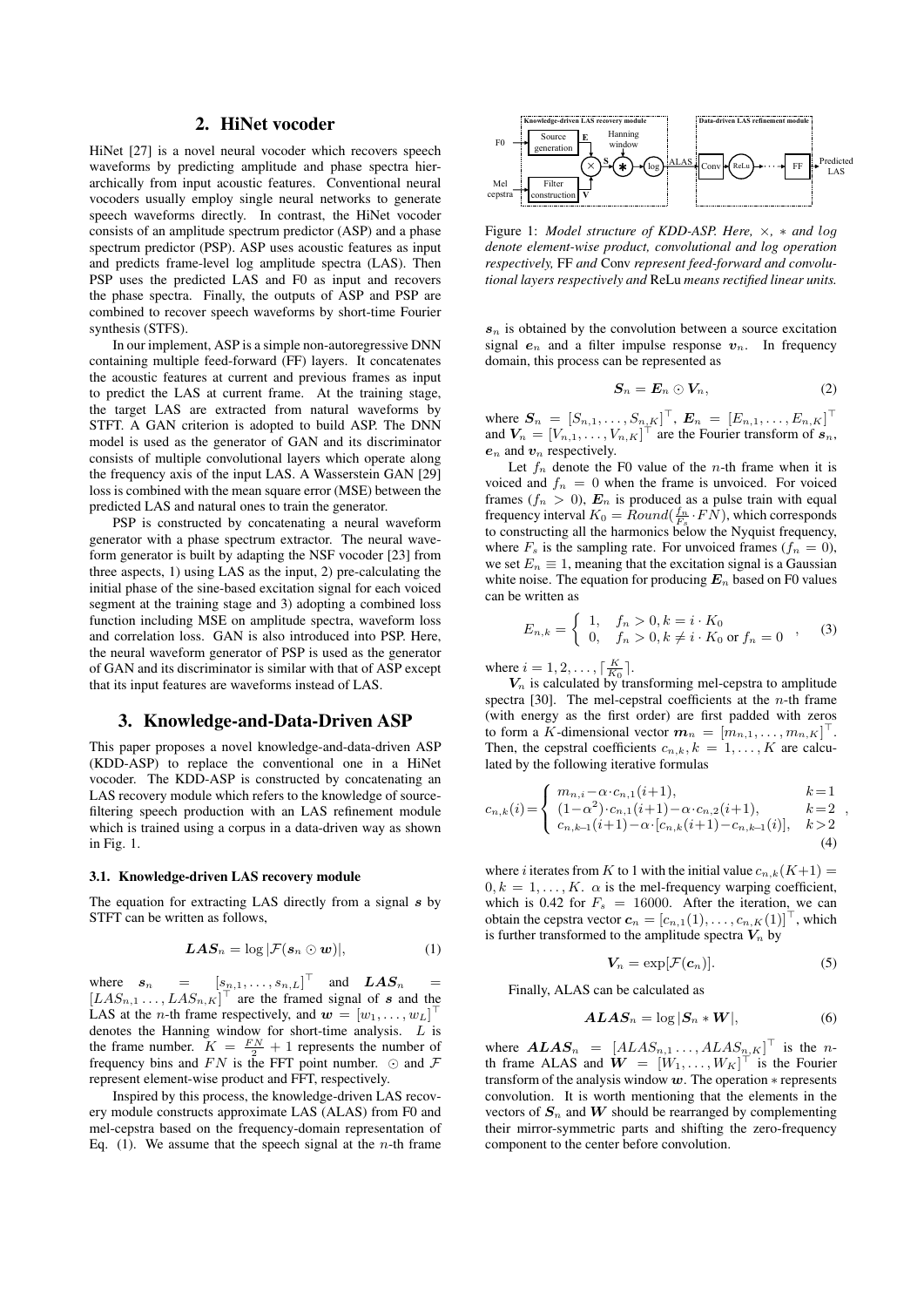## 2. HiNet vocoder

HiNet [27] is a novel neural vocoder which recovers speech waveforms by predicting amplitude and phase spectra hierarchically from input acoustic features. Conventional neural vocoders usually employ single neural networks to generate speech waveforms directly. In contrast, the HiNet vocoder consists of an amplitude spectrum predictor (ASP) and a phase spectrum predictor (PSP). ASP uses acoustic features as input and predicts frame-level log amplitude spectra (LAS). Then PSP uses the predicted LAS and F0 as input and recovers the phase spectra. Finally, the outputs of ASP and PSP are combined to recover speech waveforms by short-time Fourier synthesis (STFS).

In our implement, ASP is a simple non-autoregressive DNN containing multiple feed-forward (FF) layers. It concatenates the acoustic features at current and previous frames as input to predict the LAS at current frame. At the training stage, the target LAS are extracted from natural waveforms by STFT. A GAN criterion is adopted to build ASP. The DNN model is used as the generator of GAN and its discriminator consists of multiple convolutional layers which operate along the frequency axis of the input LAS. A Wasserstein GAN [29] loss is combined with the mean square error (MSE) between the predicted LAS and natural ones to train the generator.

PSP is constructed by concatenating a neural waveform generator with a phase spectrum extractor. The neural waveform generator is built by adapting the NSF vocoder [23] from three aspects, 1) using LAS as the input, 2) pre-calculating the initial phase of the sine-based excitation signal for each voiced segment at the training stage and 3) adopting a combined loss function including MSE on amplitude spectra, waveform loss and correlation loss. GAN is also introduced into PSP. Here, the neural waveform generator of PSP is used as the generator of GAN and its discriminator is similar with that of ASP except that its input features are waveforms instead of LAS.

## 3. Knowledge-and-Data-Driven ASP

This paper proposes a novel knowledge-and-data-driven ASP (KDD-ASP) to replace the conventional one in a HiNet vocoder. The KDD-ASP is constructed by concatenating an LAS recovery module which refers to the knowledge of source-filtering speech production with an LAS refinement module which is trained using a corpus in a data-driven way as shown in Fig. 1.

### 3.1. Knowledge-driven LAS recovery module

The equation for extracting LAS directly from a signal $\boldsymbol{s}$ by STFT can be written as follows,

$$\boldsymbol{LAS}_n = \log |\mathcal{F}(\boldsymbol{s}_n \odot \boldsymbol{w})|, \tag{1}$$

where $\boldsymbol{s}_n = [s_{n,1}, \ldots, s_{n,L}]^\top$ and $\boldsymbol{LAS}_n = [LAS_{n,1} \ldots, LAS_{n,K}]^\top$ are the framed signal of $\boldsymbol{s}$ and the LAS at the $n$-th frame respectively, and $\boldsymbol{w} = [w_1, \ldots, w_L]^\top$ denotes the Hanning window for short-time analysis. $L$ is the frame number. $K = \frac{FN}{2} + 1$ represents the number of frequency bins and $FN$ is the FFT point number. $\odot$ and $\mathcal{F}$ represent element-wise product and FFT, respectively.

Inspired by this process, the knowledge-driven LAS recovery module constructs approximate LAS (ALAS) from F0 and mel-cepstra based on the frequency-domain representation of Eq. (1). We assume that the speech signal at the $n$-th frame

Figure 1: *Model structure of KDD-ASP. Here, $\times$, $*$ and $\log$ denote element-wise product, convolutional and log operation respectively,* FF *and* Conv *represent feed-forward and convolutional layers respectively and* ReLu *means rectified linear units.*

$\boldsymbol{s}_n$ is obtained by the convolution between a source excitation signal $\boldsymbol{e}_n$ and a filter impulse response $\boldsymbol{v}_n$. In frequency domain, this process can be represented as

$$\boldsymbol{S}_n = \boldsymbol{E}_n \odot \boldsymbol{V}_n, \tag{2}$$

where $\boldsymbol{S}_n = [S_{n,1}, \ldots, S_{n,K}]^\top$, $\boldsymbol{E}_n = [E_{n,1}, \ldots, E_{n,K}]^\top$ and $\boldsymbol{V}_n = [V_{n,1}, \ldots, V_{n,K}]^\top$ are the Fourier transform of $\boldsymbol{s}_n$, $\boldsymbol{e}_n$ and $\boldsymbol{v}_n$ respectively.

Let $f_n$ denote the F0 value of the $n$-th frame when it is voiced and $f_n = 0$ when the frame is unvoiced. For voiced frames ($f_n > 0$), $\boldsymbol{E}_n$ is produced as a pulse train with equal frequency interval $K_0 = Round(\frac{f_n}{F_s} \cdot FN)$, which corresponds to constructing all the harmonics below the Nyquist frequency, where $F_s$ is the sampling rate. For unvoiced frames ($f_n = 0$), we set $E_n \equiv 1$, meaning that the excitation signal is a Gaussian white noise. The equation for producing $\boldsymbol{E}_n$ based on F0 values can be written as

$$E_{n,k} = \begin{cases} 1, & f_n > 0, k = i \cdot K_0 \\ 0, & f_n > 0, k \neq i \cdot K_0 \text{ or } f_n = 0 \end{cases}, \tag{3}$$

where $i = 1, 2, \ldots, \lceil \frac{K}{K_0} \rceil$.

$\boldsymbol{V}_n$ is calculated by transforming mel-cepstra to amplitude spectra [30]. The mel-cepstral coefficients at the $n$-th frame (with energy as the first order) are first padded with zeros to form a $K$-dimensional vector $\boldsymbol{m}_n = [m_{n,1}, \ldots, m_{n,K}]^\top$. Then, the cepstral coefficients $c_{n,k}, k = 1, \ldots, K$ are calculated by the following iterative formulas

$$c_{n,k}(i) = \begin{cases} m_{n,i} - \alpha \cdot c_{n,1}(i+1), & k=1 \\ (1-\alpha^2) \cdot c_{n,1}(i+1) - \alpha \cdot c_{n,2}(i+1), & k=2 \\ c_{n,k-1}(i+1) - \alpha \cdot [c_{n,k}(i+1) - c_{n,k-1}(i)], & k>2 \end{cases}, \tag{4}$$

where $i$ iterates from $K$ to 1 with the initial value $c_{n,k}(K+1) = 0, k = 1, \ldots, K$. $\alpha$ is the mel-frequency warping coefficient, which is 0.42 for $F_s = 16000$. After the iteration, we can obtain the cepstra vector $\boldsymbol{c}_n = [c_{n,1}(1), \ldots, c_{n,K}(1)]^\top$, which is further transformed to the amplitude spectra $\boldsymbol{V}_n$ by

$$\boldsymbol{V}_n = \exp[\mathcal{F}(\boldsymbol{c}_n)]. \tag{5}$$

Finally, ALAS can be calculated as

$$\boldsymbol{ALAS}_n = \log |\boldsymbol{S}_n * \boldsymbol{W}|, \tag{6}$$

where $\boldsymbol{ALAS}_n = [ALAS_{n,1} \ldots, ALAS_{n,K}]^\top$ is the $n$-th frame ALAS and $\boldsymbol{W} = [W_1, \ldots, W_K]^\top$ is the Fourier transform of the analysis window $\boldsymbol{w}$. The operation $*$ represents convolution. It is worth mentioning that the elements in the vectors of $\boldsymbol{S}_n$ and $\boldsymbol{W}$ should be rearranged by complementing their mirror-symmetric parts and shifting the zero-frequency component to the center before convolution.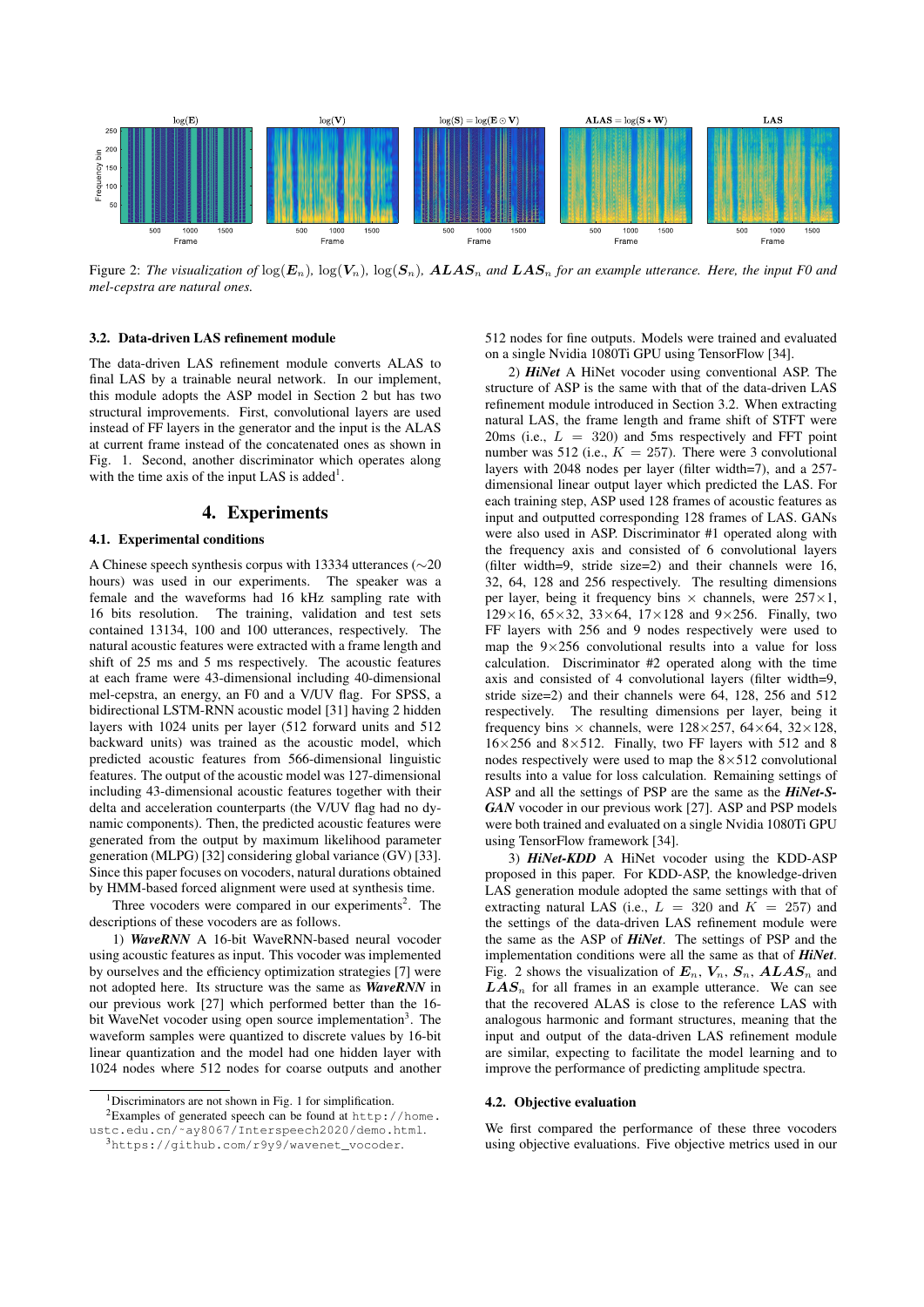Figure 2: *The visualization of* $\log(\boldsymbol{E}_n)$*,* $\log(\boldsymbol{V}_n)$*,* $\log(\boldsymbol{S}_n)$*,* $\boldsymbol{ALAS}_n$ *and* $\boldsymbol{LAS}_n$ *for an example utterance. Here, the input F0 and mel-cepstra are natural ones.*

### 3.2. Data-driven LAS refinement module

The data-driven LAS refinement module converts ALAS to final LAS by a trainable neural network. In our implement, this module adopts the ASP model in Section 2 but has two structural improvements. First, convolutional layers are used instead of FF layers in the generator and the input is the ALAS at current frame instead of the concatenated ones as shown in Fig. 1. Second, another discriminator which operates along with the time axis of the input LAS is added[1].

## 4. Experiments

### 4.1. Experimental conditions

A Chinese speech synthesis corpus with 13334 utterances (∼20 hours) was used in our experiments. The speaker was a female and the waveforms had 16 kHz sampling rate with 16 bits resolution. The training, validation and test sets contained 13134, 100 and 100 utterances, respectively. The natural acoustic features were extracted with a frame length and shift of 25 ms and 5 ms respectively. The acoustic features at each frame were 43-dimensional including 40-dimensional mel-cepstra, an energy, an F0 and a V/UV flag. For SPSS, a bidirectional LSTM-RNN acoustic model [31] having 2 hidden layers with 1024 units per layer (512 forward units and 512 backward units) was trained as the acoustic model, which predicted acoustic features from 566-dimensional linguistic features. The output of the acoustic model was 127-dimensional including 43-dimensional acoustic features together with their delta and acceleration counterparts (the V/UV flag had no dynamic components). Then, the predicted acoustic features were generated from the output by maximum likelihood parameter generation (MLPG) [32] considering global variance (GV) [33]. Since this paper focuses on vocoders, natural durations obtained by HMM-based forced alignment were used at synthesis time.

Three vocoders were compared in our experiments[2]. The descriptions of these vocoders are as follows.

1) ***WaveRNN*** A 16-bit WaveRNN-based neural vocoder using acoustic features as input. This vocoder was implemented by ourselves and the efficiency optimization strategies [7] were not adopted here. Its structure was the same as ***WaveRNN*** in our previous work [27] which performed better than the 16-bit WaveNet vocoder using open source implementation[3]. The waveform samples were quantized to discrete values by 16-bit linear quantization and the model had one hidden layer with 1024 nodes where 512 nodes for coarse outputs and another 512 nodes for fine outputs. Models were trained and evaluated on a single Nvidia 1080Ti GPU using TensorFlow [34].

2) ***HiNet*** A HiNet vocoder using conventional ASP. The structure of ASP is the same with that of the data-driven LAS refinement module introduced in Section 3.2. When extracting natural LAS, the frame length and frame shift of STFT were 20ms (i.e., $L$ = 320) and 5ms respectively and FFT point number was 512 (i.e., $K$ = 257). There were 3 convolutional layers with 2048 nodes per layer (filter width=7), and a 257-dimensional linear output layer which predicted the LAS. For each training step, ASP used 128 frames of acoustic features as input and outputted corresponding 128 frames of LAS. GANs were also used in ASP. Discriminator #1 operated along with the frequency axis and consisted of 6 convolutional layers (filter width=9, stride size=2) and their channels were 16, 32, 64, 128 and 256 respectively. The resulting dimensions per layer, being it frequency bins × channels, were 257×1, 129×16, 65×32, 33×64, 17×128 and 9×256. Finally, two FF layers with 256 and 9 nodes respectively were used to map the 9×256 convolutional results into a value for loss calculation. Discriminator #2 operated along with the time axis and consisted of 4 convolutional layers (filter width=9, stride size=2) and their channels were 64, 128, 256 and 512 respectively. The resulting dimensions per layer, being it frequency bins × channels, were 128×257, 64×64, 32×128, 16×256 and 8×512. Finally, two FF layers with 512 and 8 nodes respectively were used to map the 8×512 convolutional results into a value for loss calculation. Remaining settings of ASP and all the settings of PSP are the same as the ***HiNet-S-GAN*** vocoder in our previous work [27]. ASP and PSP models were both trained and evaluated on a single Nvidia 1080Ti GPU using TensorFlow framework [34].

3) ***HiNet-KDD*** A HiNet vocoder using the KDD-ASP proposed in this paper. For KDD-ASP, the knowledge-driven LAS generation module adopted the same settings with that of extracting natural LAS (i.e., $L$ = 320 and $K$ = 257) and the settings of the data-driven LAS refinement module were the same as the ASP of ***HiNet***. The settings of PSP and the implementation conditions were all the same as that of ***HiNet***. Fig. 2 shows the visualization of $\boldsymbol{E}_n$, $\boldsymbol{V}_n$, $\boldsymbol{S}_n$, $\boldsymbol{ALAS}_n$ and $\boldsymbol{LAS}_n$ for all frames in an example utterance. We can see that the recovered ALAS is close to the reference LAS with analogous harmonic and formant structures, meaning that the input and output of the data-driven LAS refinement module are similar, expecting to facilitate the model learning and to improve the performance of predicting amplitude spectra.

### 4.2. Objective evaluation

We first compared the performance of these three vocoders using objective evaluations. Five objective metrics used in our

[1] Discriminators are not shown in Fig. 1 for simplification.

[2] Examples of generated speech can be found at http://home.ustc.edu.cn/~ay8067/Interspeech2020/demo.html.

[3] https://github.com/r9y9/wavenet_vocoder.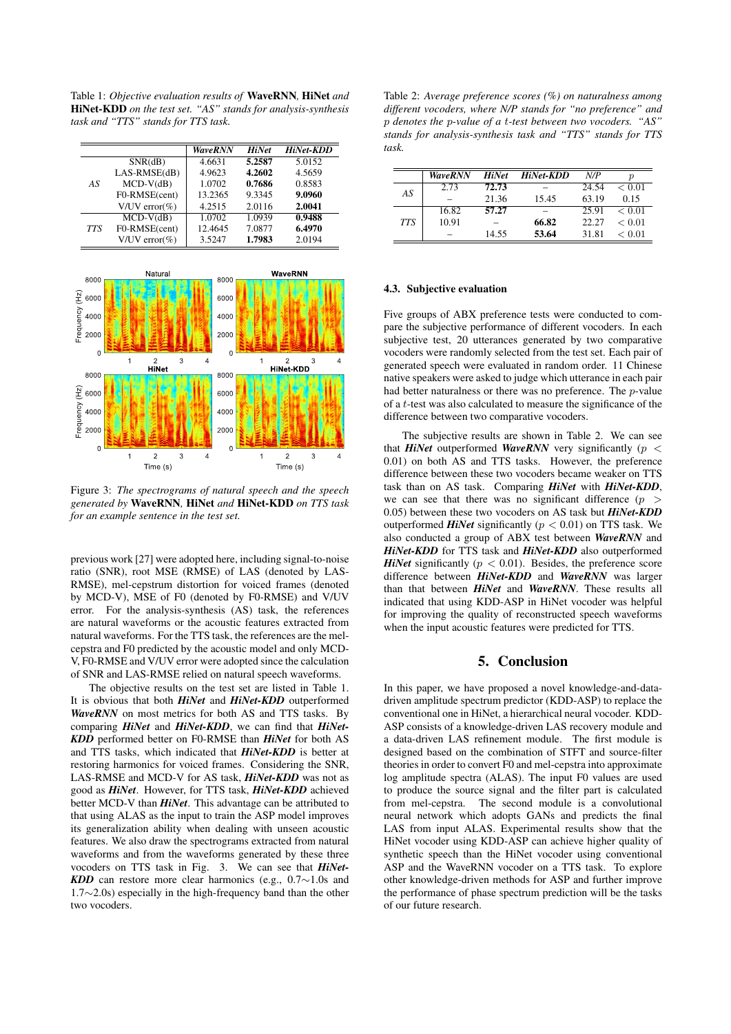Table 1: *Objective evaluation results of* **WaveRNN**, **HiNet** *and* **HiNet-KDD** *on the test set. "AS" stands for analysis-synthesis task and "TTS" stands for TTS task.*

| | | ***WaveRNN*** | ***HiNet*** | ***HiNet-KDD*** |
|---|---|---|---|---|
| *AS* | SNR(dB) | 4.6631 | **5.2587** | 5.0152 |
| | LAS-RMSE(dB) | 4.9623 | **4.2602** | 4.5659 |
| | MCD-V(dB) | 1.0702 | **0.7686** | 0.8583 |
| | F0-RMSE(cent) | 13.2365 | 9.3345 | **9.0960** |
| | V/UV error(%) | 4.2515 | 2.0116 | **2.0041** |
| *TTS* | MCD-V(dB) | 1.0702 | 1.0939 | **0.9488** |
| | F0-RMSE(cent) | 12.4645 | 7.0877 | **6.4970** |
| | V/UV error(%) | 3.5247 | **1.7983** | 2.0194 |

Figure 3: *The spectrograms of natural speech and the speech generated by* **WaveRNN**, **HiNet** *and* **HiNet-KDD** *on TTS task for an example sentence in the test set.*

previous work [27] were adopted here, including signal-to-noise ratio (SNR), root MSE (RMSE) of LAS (denoted by LAS-RMSE), mel-cepstrum distortion for voiced frames (denoted by MCD-V), MSE of F0 (denoted by F0-RMSE) and V/UV error. For the analysis-synthesis (AS) task, the references are natural waveforms or the acoustic features extracted from natural waveforms. For the TTS task, the references are the mel-cepstra and F0 predicted by the acoustic model and only MCD-V, F0-RMSE and V/UV error were adopted since the calculation of SNR and LAS-RMSE relied on natural speech waveforms.

The objective results on the test set are listed in Table 1. It is obvious that both ***HiNet*** and ***HiNet-KDD*** outperformed ***WaveRNN*** on most metrics for both AS and TTS tasks. By comparing ***HiNet*** and ***HiNet-KDD***, we can find that ***HiNet-KDD*** performed better on F0-RMSE than ***HiNet*** for both AS and TTS tasks, which indicated that ***HiNet-KDD*** is better at restoring harmonics for voiced frames. Considering the SNR, LAS-RMSE and MCD-V for AS task, ***HiNet-KDD*** was not as good as ***HiNet***. However, for TTS task, ***HiNet-KDD*** achieved better MCD-V than ***HiNet***. This advantage can be attributed to that using ALAS as the input to train the ASP model improves its generalization ability when dealing with unseen acoustic features. We also draw the spectrograms extracted from natural waveforms and from the waveforms generated by these three vocoders on TTS task in Fig. 3. We can see that ***HiNet-KDD*** can restore more clear harmonics (e.g., 0.7∼1.0s and 1.7∼2.0s) especially in the high-frequency band than the other two vocoders.

Table 2: *Average preference scores (%) on naturalness among different vocoders, where N/P stands for "no preference" and $p$ denotes the $p$-value of a $t$-test between two vocoders. "AS" stands for analysis-synthesis task and "TTS" stands for TTS task.*

| | ***WaveRNN*** | ***HiNet*** | ***HiNet-KDD*** | *N/P* | *p* |
|---|---|---|---|---|---|
| *AS* | 2.73 | **72.73** | – | 24.54 | $< 0.01$ |
| | – | 21.36 | 15.45 | 63.19 | 0.15 |
| *TTS* | 16.82 | **57.27** | – | 25.91 | $< 0.01$ |
| | 10.91 | – | **66.82** | 22.27 | $< 0.01$ |
| | – | 14.55 | **53.64** | 31.81 | $< 0.01$ |

### 4.3. Subjective evaluation

Five groups of ABX preference tests were conducted to compare the subjective performance of different vocoders. In each subjective test, 20 utterances generated by two comparative vocoders were randomly selected from the test set. Each pair of generated speech were evaluated in random order. 11 Chinese native speakers were asked to judge which utterance in each pair had better naturalness or there was no preference. The $p$-value of a $t$-test was also calculated to measure the significance of the difference between two comparative vocoders.

The subjective results are shown in Table 2. We can see that ***HiNet*** outperformed ***WaveRNN*** very significantly ($p < 0.01$) on both AS and TTS tasks. However, the preference difference between these two vocoders became weaker on TTS task than on AS task. Comparing ***HiNet*** with ***HiNet-KDD***, we can see that there was no significant difference ($p > 0.05$) between these two vocoders on AS task but ***HiNet-KDD*** outperformed ***HiNet*** significantly ($p < 0.01$) on TTS task. We also conducted a group of ABX test between ***WaveRNN*** and ***HiNet-KDD*** for TTS task and ***HiNet-KDD*** also outperformed ***HiNet*** significantly ($p < 0.01$). Besides, the preference score difference between ***HiNet-KDD*** and ***WaveRNN*** was larger than that between ***HiNet*** and ***WaveRNN***. These results all indicated that using KDD-ASP in HiNet vocoder was helpful for improving the quality of reconstructed speech waveforms when the input acoustic features were predicted for TTS.

## 5. Conclusion

In this paper, we have proposed a novel knowledge-and-data-driven amplitude spectrum predictor (KDD-ASP) to replace the conventional one in HiNet, a hierarchical neural vocoder. KDD-ASP consists of a knowledge-driven LAS recovery module and a data-driven LAS refinement module. The first module is designed based on the combination of STFT and source-filter theories in order to convert F0 and mel-cepstra into approximate log amplitude spectra (ALAS). The input F0 values are used to produce the source signal and the filter part is calculated from mel-cepstra. The second module is a convolutional neural network which adopts GANs and predicts the final LAS from input ALAS. Experimental results show that the HiNet vocoder using KDD-ASP can achieve higher quality of synthetic speech than the HiNet vocoder using conventional ASP and the WaveRNN vocoder on a TTS task. To explore other knowledge-driven methods for ASP and further improve the performance of phase spectrum prediction will be the tasks of our future research.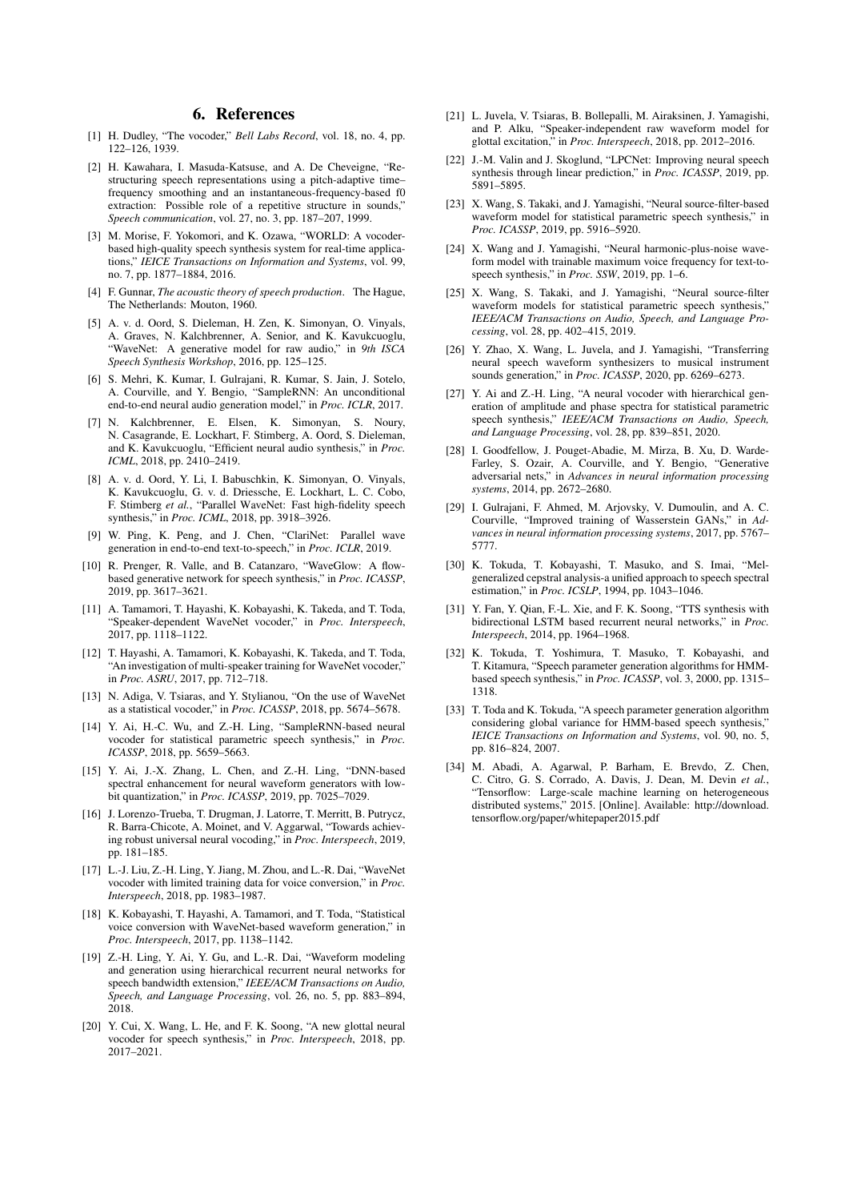# 6. References

[1] H. Dudley, "The vocoder," *Bell Labs Record*, vol. 18, no. 4, pp. 122–126, 1939.

[2] H. Kawahara, I. Masuda-Katsuse, and A. De Cheveigne, "Restructuring speech representations using a pitch-adaptive time–frequency smoothing and an instantaneous-frequency-based f0 extraction: Possible role of a repetitive structure in sounds," *Speech communication*, vol. 27, no. 3, pp. 187–207, 1999.

[3] M. Morise, F. Yokomori, and K. Ozawa, "WORLD: A vocoder-based high-quality speech synthesis system for real-time applications," *IEICE Transactions on Information and Systems*, vol. 99, no. 7, pp. 1877–1884, 2016.

[4] F. Gunnar, *The acoustic theory of speech production*. The Hague, The Netherlands: Mouton, 1960.

[5] A. v. d. Oord, S. Dieleman, H. Zen, K. Simonyan, O. Vinyals, A. Graves, N. Kalchbrenner, A. Senior, and K. Kavukcuoglu, "WaveNet: A generative model for raw audio," in *9th ISCA Speech Synthesis Workshop*, 2016, pp. 125–125.

[6] S. Mehri, K. Kumar, I. Gulrajani, R. Kumar, S. Jain, J. Sotelo, A. Courville, and Y. Bengio, "SampleRNN: An unconditional end-to-end neural audio generation model," in *Proc. ICLR*, 2017.

[7] N. Kalchbrenner, E. Elsen, K. Simonyan, S. Noury, N. Casagrande, E. Lockhart, F. Stimberg, A. Oord, S. Dieleman, and K. Kavukcuoglu, "Efficient neural audio synthesis," in *Proc. ICML*, 2018, pp. 2410–2419.

[8] A. v. d. Oord, Y. Li, I. Babuschkin, K. Simonyan, O. Vinyals, K. Kavukcuoglu, G. v. d. Driessche, E. Lockhart, L. C. Cobo, F. Stimberg *et al.*, "Parallel WaveNet: Fast high-fidelity speech synthesis," in *Proc. ICML*, 2018, pp. 3918–3926.

[9] W. Ping, K. Peng, and J. Chen, "ClariNet: Parallel wave generation in end-to-end text-to-speech," in *Proc. ICLR*, 2019.

[10] R. Prenger, R. Valle, and B. Catanzaro, "WaveGlow: A flow-based generative network for speech synthesis," in *Proc. ICASSP*, 2019, pp. 3617–3621.

[11] A. Tamamori, T. Hayashi, K. Kobayashi, K. Takeda, and T. Toda, "Speaker-dependent WaveNet vocoder," in *Proc. Interspeech*, 2017, pp. 1118–1122.

[12] T. Hayashi, A. Tamamori, K. Kobayashi, K. Takeda, and T. Toda, "An investigation of multi-speaker training for WaveNet vocoder," in *Proc. ASRU*, 2017, pp. 712–718.

[13] N. Adiga, V. Tsiaras, and Y. Stylianou, "On the use of WaveNet as a statistical vocoder," in *Proc. ICASSP*, 2018, pp. 5674–5678.

[14] Y. Ai, H.-C. Wu, and Z.-H. Ling, "SampleRNN-based neural vocoder for statistical parametric speech synthesis," in *Proc. ICASSP*, 2018, pp. 5659–5663.

[15] Y. Ai, J.-X. Zhang, L. Chen, and Z.-H. Ling, "DNN-based spectral enhancement for neural waveform generators with low-bit quantization," in *Proc. ICASSP*, 2019, pp. 7025–7029.

[16] J. Lorenzo-Trueba, T. Drugman, J. Latorre, T. Merritt, B. Putrycz, R. Barra-Chicote, A. Moinet, and V. Aggarwal, "Towards achieving robust universal neural vocoding," in *Proc. Interspeech*, 2019, pp. 181–185.

[17] L.-J. Liu, Z.-H. Ling, Y. Jiang, M. Zhou, and L.-R. Dai, "WaveNet vocoder with limited training data for voice conversion," in *Proc. Interspeech*, 2018, pp. 1983–1987.

[18] K. Kobayashi, T. Hayashi, A. Tamamori, and T. Toda, "Statistical voice conversion with WaveNet-based waveform generation," in *Proc. Interspeech*, 2017, pp. 1138–1142.

[19] Z.-H. Ling, Y. Ai, Y. Gu, and L.-R. Dai, "Waveform modeling and generation using hierarchical recurrent neural networks for speech bandwidth extension," *IEEE/ACM Transactions on Audio, Speech, and Language Processing*, vol. 26, no. 5, pp. 883–894, 2018.

[20] Y. Cui, X. Wang, L. He, and F. K. Soong, "A new glottal neural vocoder for speech synthesis," in *Proc. Interspeech*, 2018, pp. 2017–2021.

[21] L. Juvela, V. Tsiaras, B. Bollepalli, M. Airaksinen, J. Yamagishi, and P. Alku, "Speaker-independent raw waveform model for glottal excitation," in *Proc. Interspeech*, 2018, pp. 2012–2016.

[22] J.-M. Valin and J. Skoglund, "LPCNet: Improving neural speech synthesis through linear prediction," in *Proc. ICASSP*, 2019, pp. 5891–5895.

[23] X. Wang, S. Takaki, and J. Yamagishi, "Neural source-filter-based waveform model for statistical parametric speech synthesis," in *Proc. ICASSP*, 2019, pp. 5916–5920.

[24] X. Wang and J. Yamagishi, "Neural harmonic-plus-noise waveform model with trainable maximum voice frequency for text-to-speech synthesis," in *Proc. SSW*, 2019, pp. 1–6.

[25] X. Wang, S. Takaki, and J. Yamagishi, "Neural source-filter waveform models for statistical parametric speech synthesis," *IEEE/ACM Transactions on Audio, Speech, and Language Processing*, vol. 28, pp. 402–415, 2019.

[26] Y. Zhao, X. Wang, L. Juvela, and J. Yamagishi, "Transferring neural speech waveform synthesizers to musical instrument sounds generation," in *Proc. ICASSP*, 2020, pp. 6269–6273.

[27] Y. Ai and Z.-H. Ling, "A neural vocoder with hierarchical generation of amplitude and phase spectra for statistical parametric speech synthesis," *IEEE/ACM Transactions on Audio, Speech, and Language Processing*, vol. 28, pp. 839–851, 2020.

[28] I. Goodfellow, J. Pouget-Abadie, M. Mirza, B. Xu, D. Warde-Farley, S. Ozair, A. Courville, and Y. Bengio, "Generative adversarial nets," in *Advances in neural information processing systems*, 2014, pp. 2672–2680.

[29] I. Gulrajani, F. Ahmed, M. Arjovsky, V. Dumoulin, and A. C. Courville, "Improved training of Wasserstein GANs," in *Advances in neural information processing systems*, 2017, pp. 5767–5777.

[30] K. Tokuda, T. Kobayashi, T. Masuko, and S. Imai, "Mel-generalized cepstral analysis-a unified approach to speech spectral estimation," in *Proc. ICSLP*, 1994, pp. 1043–1046.

[31] Y. Fan, Y. Qian, F.-L. Xie, and F. K. Soong, "TTS synthesis with bidirectional LSTM based recurrent neural networks," in *Proc. Interspeech*, 2014, pp. 1964–1968.

[32] K. Tokuda, T. Yoshimura, T. Masuko, T. Kobayashi, and T. Kitamura, "Speech parameter generation algorithms for HMM-based speech synthesis," in *Proc. ICASSP*, vol. 3, 2000, pp. 1315–1318.

[33] T. Toda and K. Tokuda, "A speech parameter generation algorithm considering global variance for HMM-based speech synthesis," *IEICE Transactions on Information and Systems*, vol. 90, no. 5, pp. 816–824, 2007.

[34] M. Abadi, A. Agarwal, P. Barham, E. Brevdo, Z. Chen, C. Citro, G. S. Corrado, A. Davis, J. Dean, M. Devin *et al.*, "Tensorflow: Large-scale machine learning on heterogeneous distributed systems," 2015. [Online]. Available: http://download.tensorflow.org/paper/whitepaper2015.pdf